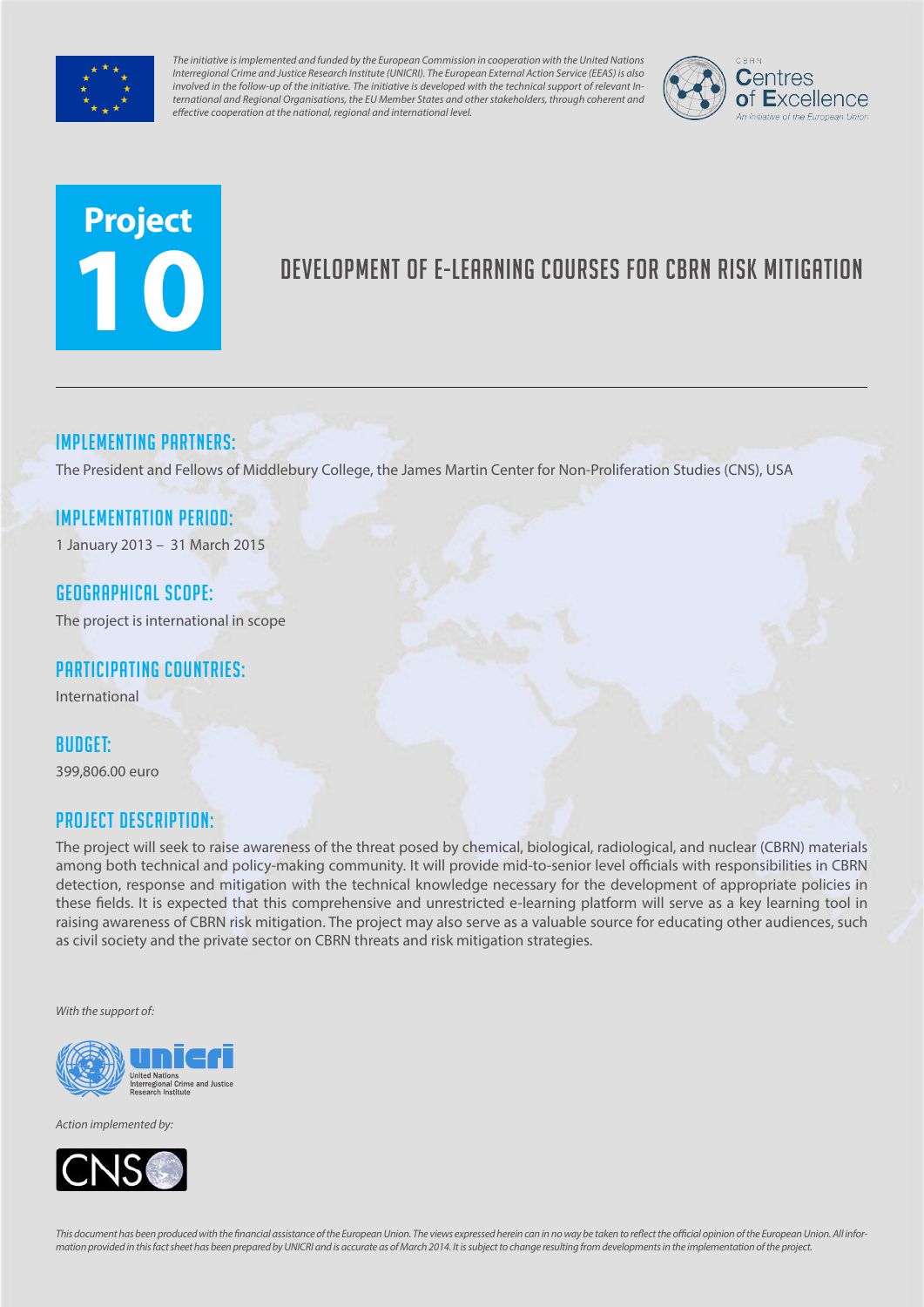*The initiative is implemented and funded by the European Commission in cooperation with the United Nations Interregional Crime and Justice Research Institute (UNICRI). The European External Action Service (EEAS) is also involved in the follow-up of the initiative. The initiative is developed with the technical support of relevant International and Regional Organisations, the EU Member States and other stakeholders, through coherent and effective cooperation at the national, regional and international level.*

CBRN Centres of Excellence — An initiative of the European Union

# Project 10

# DEVELOPMENT OF E-LEARNING COURSES FOR CBRN RISK MITIGATION

---

## IMPLEMENTING PARTNERS:

The President and Fellows of Middlebury College, the James Martin Center for Non-Proliferation Studies (CNS), USA

## IMPLEMENTATION PERIOD:

1 January 2013 – 31 March 2015

## GEOGRAPHICAL SCOPE:

The project is international in scope

## PARTICIPATING COUNTRIES:

International

## BUDGET:

399,806.00 euro

## PROJECT DESCRIPTION:

The project will seek to raise awareness of the threat posed by chemical, biological, radiological, and nuclear (CBRN) materials among both technical and policy-making community. It will provide mid-to-senior level officials with responsibilities in CBRN detection, response and mitigation with the technical knowledge necessary for the development of appropriate policies in these fields. It is expected that this comprehensive and unrestricted e-learning platform will serve as a key learning tool in raising awareness of CBRN risk mitigation. The project may also serve as a valuable source for educating other audiences, such as civil society and the private sector on CBRN threats and risk mitigation strategies.

*With the support of:*

unicri — United Nations Interregional Crime and Justice Research Institute

*Action implemented by:*

CNS

*This document has been produced with the financial assistance of the European Union. The views expressed herein can in no way be taken to reflect the official opinion of the European Union. All information provided in this fact sheet has been prepared by UNICRI and is accurate as of March 2014. It is subject to change resulting from developments in the implementation of the project.*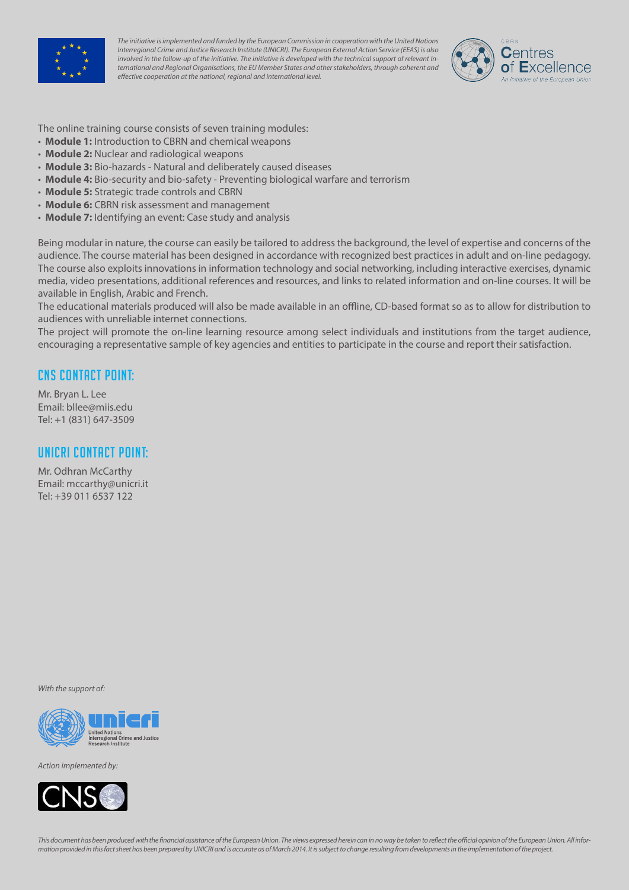*The initiative is implemented and funded by the European Commission in cooperation with the United Nations Interregional Crime and Justice Research Institute (UNICRI). The European External Action Service (EEAS) is also involved in the follow-up of the initiative. The initiative is developed with the technical support of relevant International and Regional Organisations, the EU Member States and other stakeholders, through coherent and effective cooperation at the national, regional and international level.*

CBRN Centres of Excellence
An initiative of the European Union

The online training course consists of seven training modules:

- **Module 1:** Introduction to CBRN and chemical weapons
- **Module 2:** Nuclear and radiological weapons
- **Module 3:** Bio-hazards - Natural and deliberately caused diseases
- **Module 4:** Bio-security and bio-safety - Preventing biological warfare and terrorism
- **Module 5:** Strategic trade controls and CBRN
- **Module 6:** CBRN risk assessment and management
- **Module 7:** Identifying an event: Case study and analysis

Being modular in nature, the course can easily be tailored to address the background, the level of expertise and concerns of the audience. The course material has been designed in accordance with recognized best practices in adult and on-line pedagogy. The course also exploits innovations in information technology and social networking, including interactive exercises, dynamic media, video presentations, additional references and resources, and links to related information and on-line courses. It will be available in English, Arabic and French.

The educational materials produced will also be made available in an offline, CD-based format so as to allow for distribution to audiences with unreliable internet connections.

The project will promote the on-line learning resource among select individuals and institutions from the target audience, encouraging a representative sample of key agencies and entities to participate in the course and report their satisfaction.

## CNS CONTACT POINT:

Mr. Bryan L. Lee
Email: bllee@miis.edu
Tel: +1 (831) 647-3509

## UNICRI CONTACT POINT:

Mr. Odhran McCarthy
Email: mccarthy@unicri.it
Tel: +39 011 6537 122

*With the support of:*

unicri
United Nations
Interregional Crime and Justice
Research Institute

*Action implemented by:*

CNS

*This document has been produced with the financial assistance of the European Union. The views expressed herein can in no way be taken to reflect the official opinion of the European Union. All information provided in this fact sheet has been prepared by UNICRI and is accurate as of March 2014. It is subject to change resulting from developments in the implementation of the project.*